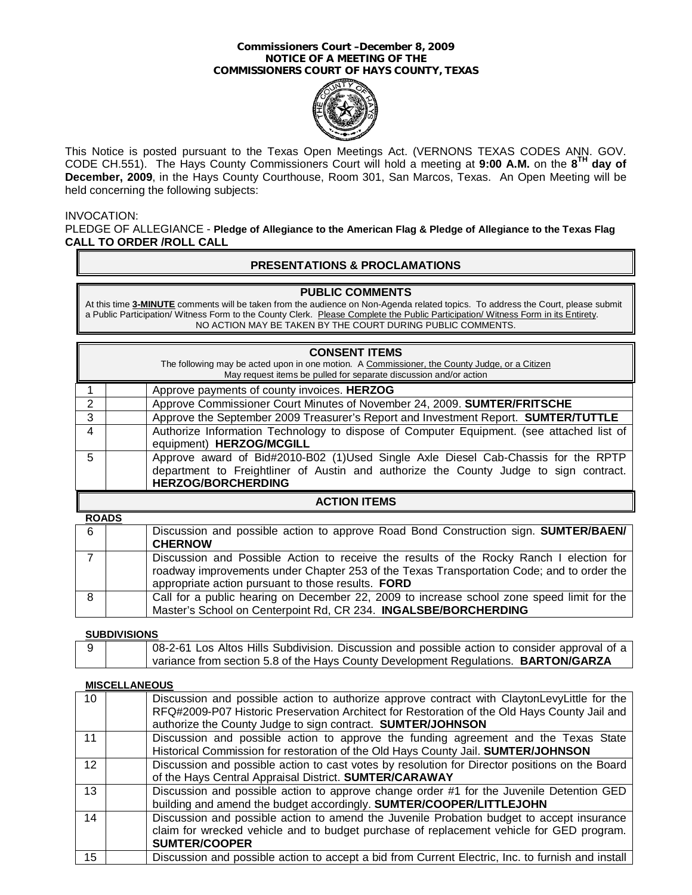**Commissioners Court –December 8, 2009**
**NOTICE OF A MEETING OF THE**
**COMMISSIONERS COURT OF HAYS COUNTY, TEXAS**

This Notice is posted pursuant to the Texas Open Meetings Act. (VERNONS TEXAS CODES ANN. GOV. CODE CH.551). The Hays County Commissioners Court will hold a meeting at **9:00 A.M.** on the **8TH day of December, 2009**, in the Hays County Courthouse, Room 301, San Marcos, Texas. An Open Meeting will be held concerning the following subjects:

INVOCATION:

PLEDGE OF ALLEGIANCE - **Pledge of Allegiance to the American Flag & Pledge of Allegiance to the Texas Flag**

**CALL TO ORDER /ROLL CALL**

## PRESENTATIONS & PROCLAMATIONS

## PUBLIC COMMENTS

At this time **3-MINUTE** comments will be taken from the audience on Non-Agenda related topics. To address the Court, please submit a Public Participation/ Witness Form to the County Clerk. Please Complete the Public Participation/ Witness Form in its Entirety.
NO ACTION MAY BE TAKEN BY THE COURT DURING PUBLIC COMMENTS.

## CONSENT ITEMS

The following may be acted upon in one motion. A Commissioner, the County Judge, or a Citizen May request items be pulled for separate discussion and/or action

| | | |
|---|---|---|
| 1 | | Approve payments of county invoices. **HERZOG** |
| 2 | | Approve Commissioner Court Minutes of November 24, 2009. **SUMTER/FRITSCHE** |
| 3 | | Approve the September 2009 Treasurer's Report and Investment Report. **SUMTER/TUTTLE** |
| 4 | | Authorize Information Technology to dispose of Computer Equipment. (see attached list of equipment) **HERZOG/MCGILL** |
| 5 | | Approve award of Bid#2010-B02 (1)Used Single Axle Diesel Cab-Chassis for the RPTP department to Freightliner of Austin and authorize the County Judge to sign contract. **HERZOG/BORCHERDING** |

## ACTION ITEMS

**ROADS**

| | | |
|---|---|---|
| 6 | | Discussion and possible action to approve Road Bond Construction sign. **SUMTER/BAEN/ CHERNOW** |
| 7 | | Discussion and Possible Action to receive the results of the Rocky Ranch I election for roadway improvements under Chapter 253 of the Texas Transportation Code; and to order the appropriate action pursuant to those results. **FORD** |
| 8 | | Call for a public hearing on December 22, 2009 to increase school zone speed limit for the Master's School on Centerpoint Rd, CR 234. **INGALSBE/BORCHERDING** |

**SUBDIVISIONS**

| | | |
|---|---|---|
| 9 | | 08-2-61 Los Altos Hills Subdivision. Discussion and possible action to consider approval of a variance from section 5.8 of the Hays County Development Regulations. **BARTON/GARZA** |

**MISCELLANEOUS**

| | | |
|---|---|---|
| 10 | | Discussion and possible action to authorize approve contract with ClaytonLevyLittle for the RFQ#2009-P07 Historic Preservation Architect for Restoration of the Old Hays County Jail and authorize the County Judge to sign contract. **SUMTER/JOHNSON** |
| 11 | | Discussion and possible action to approve the funding agreement and the Texas State Historical Commission for restoration of the Old Hays County Jail. **SUMTER/JOHNSON** |
| 12 | | Discussion and possible action to cast votes by resolution for Director positions on the Board of the Hays Central Appraisal District. **SUMTER/CARAWAY** |
| 13 | | Discussion and possible action to approve change order #1 for the Juvenile Detention GED building and amend the budget accordingly. **SUMTER/COOPER/LITTLEJOHN** |
| 14 | | Discussion and possible action to amend the Juvenile Probation budget to accept insurance claim for wrecked vehicle and to budget purchase of replacement vehicle for GED program. **SUMTER/COOPER** |
| 15 | | Discussion and possible action to accept a bid from Current Electric, Inc. to furnish and install |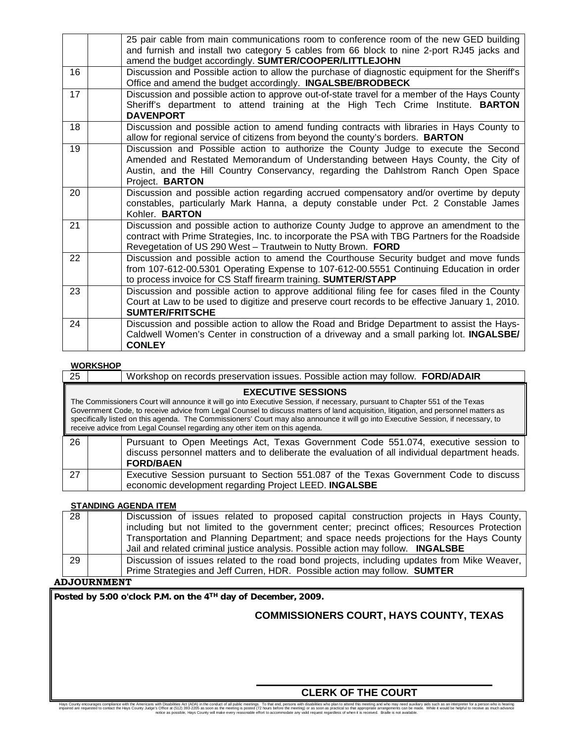| | | |
|---|---|---|
| | | 25 pair cable from main communications room to conference room of the new GED building and furnish and install two category 5 cables from 66 block to nine 2-port RJ45 jacks and amend the budget accordingly. **SUMTER/COOPER/LITTLEJOHN** |
| 16 | | Discussion and Possible action to allow the purchase of diagnostic equipment for the Sheriff's Office and amend the budget accordingly. **INGALSBE/BRODBECK** |
| 17 | | Discussion and possible action to approve out-of-state travel for a member of the Hays County Sheriff's department to attend training at the High Tech Crime Institute. **BARTON DAVENPORT** |
| 18 | | Discussion and possible action to amend funding contracts with libraries in Hays County to allow for regional service of citizens from beyond the county's borders. **BARTON** |
| 19 | | Discussion and Possible action to authorize the County Judge to execute the Second Amended and Restated Memorandum of Understanding between Hays County, the City of Austin, and the Hill Country Conservancy, regarding the Dahlstrom Ranch Open Space Project. **BARTON** |
| 20 | | Discussion and possible action regarding accrued compensatory and/or overtime by deputy constables, particularly Mark Hanna, a deputy constable under Pct. 2 Constable James Kohler. **BARTON** |
| 21 | | Discussion and possible action to authorize County Judge to approve an amendment to the contract with Prime Strategies, Inc. to incorporate the PSA with TBG Partners for the Roadside Revegetation of US 290 West – Trautwein to Nutty Brown. **FORD** |
| 22 | | Discussion and possible action to amend the Courthouse Security budget and move funds from 107-612-00.5301 Operating Expense to 107-612-00.5551 Continuing Education in order to process invoice for CS Staff firearm training. **SUMTER/STAPP** |
| 23 | | Discussion and possible action to approve additional filing fee for cases filed in the County Court at Law to be used to digitize and preserve court records to be effective January 1, 2010. **SUMTER/FRITSCHE** |
| 24 | | Discussion and possible action to allow the Road and Bridge Department to assist the Hays-Caldwell Women's Center in construction of a driveway and a small parking lot. **INGALSBE/ CONLEY** |

**WORKSHOP**

| | | |
|---|---|---|
| 25 | | Workshop on records preservation issues. Possible action may follow. **FORD/ADAIR** |

**EXECUTIVE SESSIONS**

The Commissioners Court will announce it will go into Executive Session, if necessary, pursuant to Chapter 551 of the Texas Government Code, to receive advice from Legal Counsel to discuss matters of land acquisition, litigation, and personnel matters as specifically listed on this agenda. The Commissioners' Court may also announce it will go into Executive Session, if necessary, to receive advice from Legal Counsel regarding any other item on this agenda.

| | | |
|---|---|---|
| 26 | | Pursuant to Open Meetings Act, Texas Government Code 551.074, executive session to discuss personnel matters and to deliberate the evaluation of all individual department heads. **FORD/BAEN** |
| 27 | | Executive Session pursuant to Section 551.087 of the Texas Government Code to discuss economic development regarding Project LEED. **INGALSBE** |

**STANDING AGENDA ITEM**

| | | |
|---|---|---|
| 28 | | Discussion of issues related to proposed capital construction projects in Hays County, including but not limited to the government center; precinct offices; Resources Protection Transportation and Planning Department; and space needs projections for the Hays County Jail and related criminal justice analysis. Possible action may follow. **INGALSBE** |
| 29 | | Discussion of issues related to the road bond projects, including updates from Mike Weaver, Prime Strategies and Jeff Curren, HDR. Possible action may follow. **SUMTER** |

**ADJOURNMENT**

**Posted by 5:00 o'clock P.M. on the 4TH day of December, 2009.**

**COMMISSIONERS COURT, HAYS COUNTY, TEXAS**

**CLERK OF THE COURT**

Hays County encourages compliance with the Americans with Disabilities Act (ADA) in the conduct of all public meetings. To that end, persons with disabilities who plan to attend this meeting and who may need auxiliary aids such as an interpreter for a person who is hearing impaired are requested to contact the Hays County Judge's Office at (512) 393-2205 as soon as the meeting is posted (72 hours before the meeting) or as soon as practical so that appropriate arrangements can be made. While it would be helpful to receive as much advance notice as possible, Hays County will make every reasonable effort to accommodate any valid request regardless of when it is received. Braille is not available.